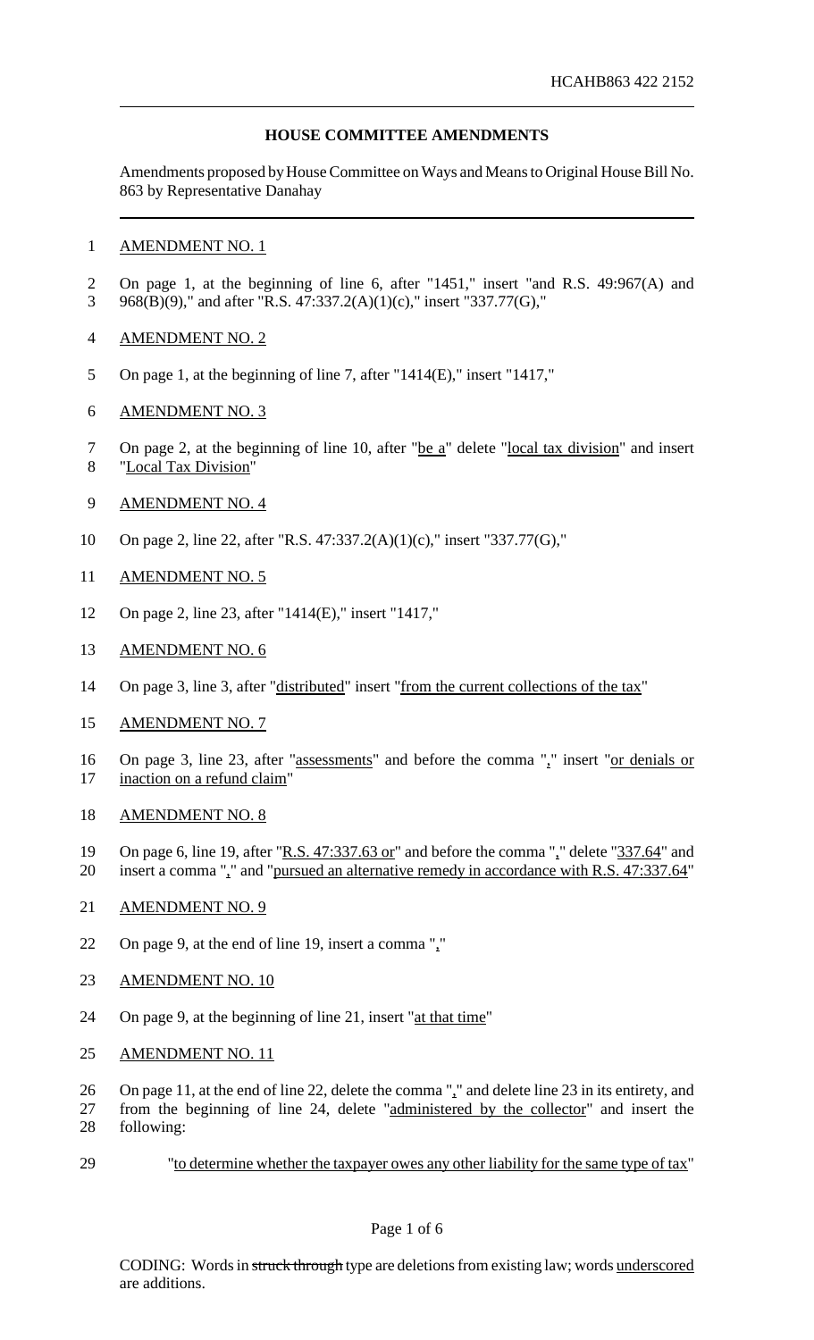HCAHB863 422 2152

## HOUSE COMMITTEE AMENDMENTS

Amendments proposed by House Committee on Ways and Means to Original House Bill No. 863 by Representative Danahay

AMENDMENT NO. 1

On page 1, at the beginning of line 6, after "1451," insert "and R.S. 49:967(A) and 968(B)(9)," and after "R.S. 47:337.2(A)(1)(c)," insert "337.77(G),"

AMENDMENT NO. 2

On page 1, at the beginning of line 7, after "1414(E)," insert "1417,"

AMENDMENT NO. 3

On page 2, at the beginning of line 10, after "be a" delete "local tax division" and insert "Local Tax Division"

AMENDMENT NO. 4

On page 2, line 22, after "R.S. 47:337.2(A)(1)(c)," insert "337.77(G),"

AMENDMENT NO. 5

On page 2, line 23, after "1414(E)," insert "1417,"

AMENDMENT NO. 6

On page 3, line 3, after "distributed" insert "from the current collections of the tax"

AMENDMENT NO. 7

On page 3, line 23, after "assessments" and before the comma "," insert "or denials or inaction on a refund claim"

AMENDMENT NO. 8

On page 6, line 19, after "R.S. 47:337.63 or" and before the comma "," delete "337.64" and insert a comma "," and "pursued an alternative remedy in accordance with R.S. 47:337.64"

AMENDMENT NO. 9

On page 9, at the end of line 19, insert a comma ","

AMENDMENT NO. 10

On page 9, at the beginning of line 21, insert "at that time"

AMENDMENT NO. 11

On page 11, at the end of line 22, delete the comma "," and delete line 23 in its entirety, and from the beginning of line 24, delete "administered by the collector" and insert the following:

"to determine whether the taxpayer owes any other liability for the same type of tax"

CODING: Words in ~~struck through~~ type are deletions from existing law; words underscored are additions.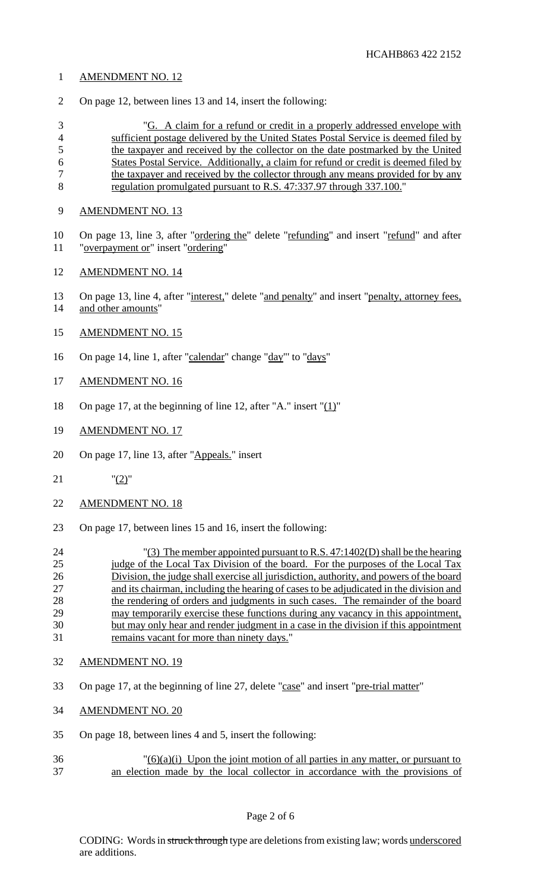AMENDMENT NO. 12

On page 12, between lines 13 and 14, insert the following:

"G. A claim for a refund or credit in a properly addressed envelope with sufficient postage delivered by the United States Postal Service is deemed filed by the taxpayer and received by the collector on the date postmarked by the United States Postal Service. Additionally, a claim for refund or credit is deemed filed by the taxpayer and received by the collector through any means provided for by any regulation promulgated pursuant to R.S. 47:337.97 through 337.100."

AMENDMENT NO. 13

On page 13, line 3, after "ordering the" delete "refunding" and insert "refund" and after "overpayment or" insert "ordering"

AMENDMENT NO. 14

On page 13, line 4, after "interest," delete "and penalty" and insert "penalty, attorney fees, and other amounts"

AMENDMENT NO. 15

On page 14, line 1, after "calendar" change "day"' to "days"

AMENDMENT NO. 16

On page 17, at the beginning of line 12, after "A." insert "(1)"

AMENDMENT NO. 17

On page 17, line 13, after "Appeals." insert

"(2)"

AMENDMENT NO. 18

On page 17, between lines 15 and 16, insert the following:

"(3) The member appointed pursuant to R.S. 47:1402(D) shall be the hearing judge of the Local Tax Division of the board. For the purposes of the Local Tax Division, the judge shall exercise all jurisdiction, authority, and powers of the board and its chairman, including the hearing of cases to be adjudicated in the division and the rendering of orders and judgments in such cases. The remainder of the board may temporarily exercise these functions during any vacancy in this appointment, but may only hear and render judgment in a case in the division if this appointment remains vacant for more than ninety days."

AMENDMENT NO. 19

On page 17, at the beginning of line 27, delete "case" and insert "pre-trial matter"

AMENDMENT NO. 20

On page 18, between lines 4 and 5, insert the following:

"(6)(a)(i) Upon the joint motion of all parties in any matter, or pursuant to an election made by the local collector in accordance with the provisions of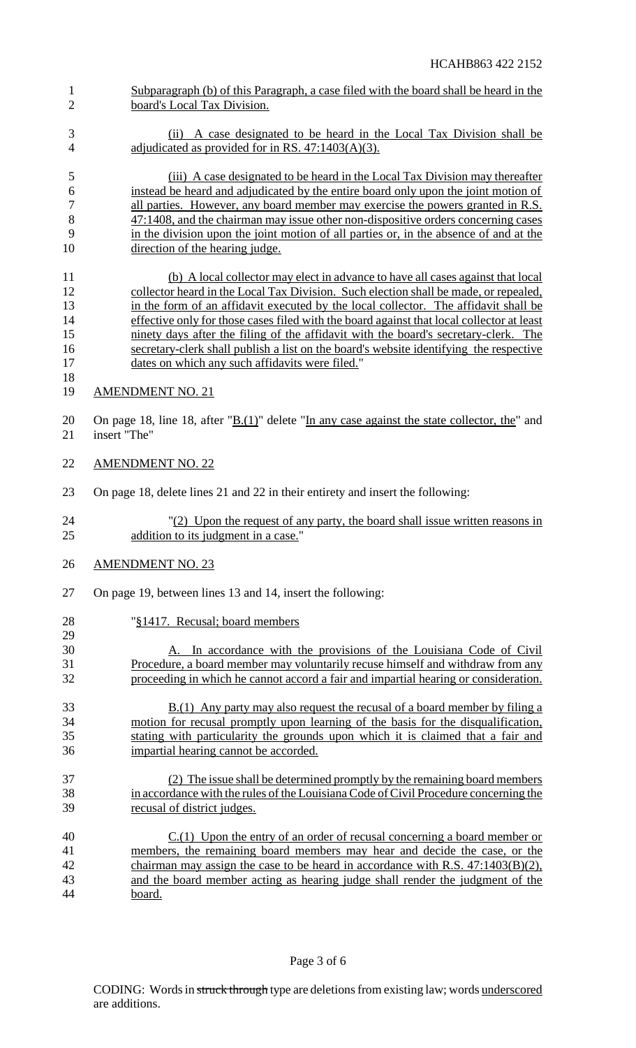Subparagraph (b) of this Paragraph, a case filed with the board shall be heard in the board's Local Tax Division.

(ii) A case designated to be heard in the Local Tax Division shall be adjudicated as provided for in RS. 47:1403(A)(3).

(iii) A case designated to be heard in the Local Tax Division may thereafter instead be heard and adjudicated by the entire board only upon the joint motion of all parties. However, any board member may exercise the powers granted in R.S. 47:1408, and the chairman may issue other non-dispositive orders concerning cases in the division upon the joint motion of all parties or, in the absence of and at the direction of the hearing judge.

(b) A local collector may elect in advance to have all cases against that local collector heard in the Local Tax Division. Such election shall be made, or repealed, in the form of an affidavit executed by the local collector. The affidavit shall be effective only for those cases filed with the board against that local collector at least ninety days after the filing of the affidavit with the board's secretary-clerk. The secretary-clerk shall publish a list on the board's website identifying the respective dates on which any such affidavits were filed."

AMENDMENT NO. 21

On page 18, line 18, after "B.(1)" delete "In any case against the state collector, the" and insert "The"

AMENDMENT NO. 22

On page 18, delete lines 21 and 22 in their entirety and insert the following:

"(2) Upon the request of any party, the board shall issue written reasons in addition to its judgment in a case."

AMENDMENT NO. 23

On page 19, between lines 13 and 14, insert the following:

"§1417. Recusal; board members

A. In accordance with the provisions of the Louisiana Code of Civil Procedure, a board member may voluntarily recuse himself and withdraw from any proceeding in which he cannot accord a fair and impartial hearing or consideration.

B.(1) Any party may also request the recusal of a board member by filing a motion for recusal promptly upon learning of the basis for the disqualification, stating with particularity the grounds upon which it is claimed that a fair and impartial hearing cannot be accorded.

(2) The issue shall be determined promptly by the remaining board members in accordance with the rules of the Louisiana Code of Civil Procedure concerning the recusal of district judges.

C.(1) Upon the entry of an order of recusal concerning a board member or members, the remaining board members may hear and decide the case, or the chairman may assign the case to be heard in accordance with R.S. 47:1403(B)(2), and the board member acting as hearing judge shall render the judgment of the board.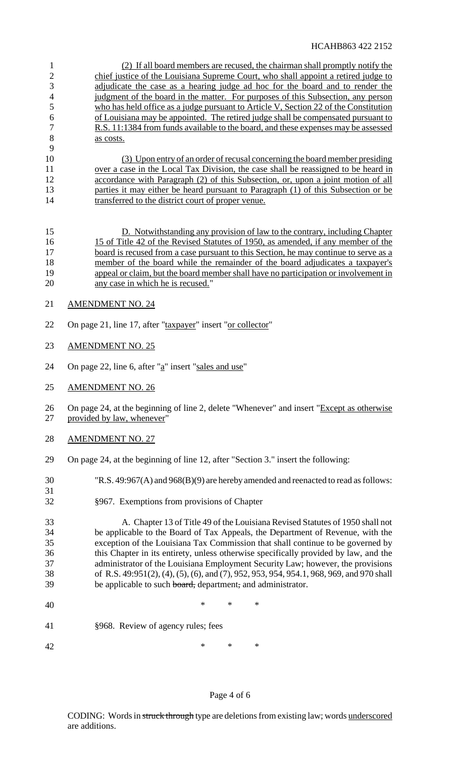(2) If all board members are recused, the chairman shall promptly notify the chief justice of the Louisiana Supreme Court, who shall appoint a retired judge to adjudicate the case as a hearing judge ad hoc for the board and to render the judgment of the board in the matter. For purposes of this Subsection, any person who has held office as a judge pursuant to Article V, Section 22 of the Constitution of Louisiana may be appointed. The retired judge shall be compensated pursuant to R.S. 11:1384 from funds available to the board, and these expenses may be assessed as costs.

(3) Upon entry of an order of recusal concerning the board member presiding over a case in the Local Tax Division, the case shall be reassigned to be heard in accordance with Paragraph (2) of this Subsection, or, upon a joint motion of all parties it may either be heard pursuant to Paragraph (1) of this Subsection or be transferred to the district court of proper venue.

D. Notwithstanding any provision of law to the contrary, including Chapter 15 of Title 42 of the Revised Statutes of 1950, as amended, if any member of the board is recused from a case pursuant to this Section, he may continue to serve as a member of the board while the remainder of the board adjudicates a taxpayer's appeal or claim, but the board member shall have no participation or involvement in any case in which he is recused."

AMENDMENT NO. 24

On page 21, line 17, after "taxpayer" insert "or collector"

AMENDMENT NO. 25

On page 22, line 6, after "a" insert "sales and use"

AMENDMENT NO. 26

On page 24, at the beginning of line 2, delete "Whenever" and insert "Except as otherwise provided by law, whenever"

AMENDMENT NO. 27

On page 24, at the beginning of line 12, after "Section 3." insert the following:

"R.S. 49:967(A) and 968(B)(9) are hereby amended and reenacted to read as follows:

§967. Exemptions from provisions of Chapter

A. Chapter 13 of Title 49 of the Louisiana Revised Statutes of 1950 shall not be applicable to the Board of Tax Appeals, the Department of Revenue, with the exception of the Louisiana Tax Commission that shall continue to be governed by this Chapter in its entirety, unless otherwise specifically provided by law, and the administrator of the Louisiana Employment Security Law; however, the provisions of R.S. 49:951(2), (4), (5), (6), and (7), 952, 953, 954, 954.1, 968, 969, and 970 shall be applicable to such ~~board,~~ department~~,~~ and administrator.

\* \* \*

§968. Review of agency rules; fees

\* \* \*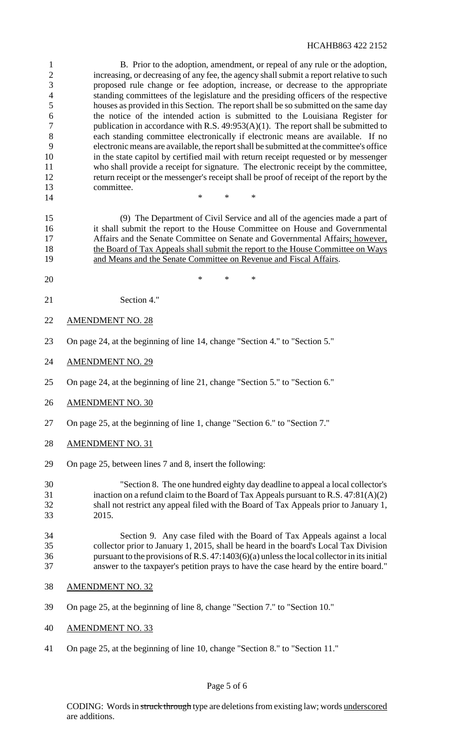B. Prior to the adoption, amendment, or repeal of any rule or the adoption, increasing, or decreasing of any fee, the agency shall submit a report relative to such proposed rule change or fee adoption, increase, or decrease to the appropriate standing committees of the legislature and the presiding officers of the respective houses as provided in this Section. The report shall be so submitted on the same day the notice of the intended action is submitted to the Louisiana Register for publication in accordance with R.S. 49:953(A)(1). The report shall be submitted to each standing committee electronically if electronic means are available. If no electronic means are available, the report shall be submitted at the committee's office in the state capitol by certified mail with return receipt requested or by messenger who shall provide a receipt for signature. The electronic receipt by the committee, return receipt or the messenger's receipt shall be proof of receipt of the report by the committee.

\* \* \*

(9) The Department of Civil Service and all of the agencies made a part of it shall submit the report to the House Committee on House and Governmental Affairs and the Senate Committee on Senate and Governmental Affairs<u>; however, the Board of Tax Appeals shall submit the report to the House Committee on Ways and Means and the Senate Committee on Revenue and Fiscal Affairs</u>.

\* \* \*

Section 4."

<u>AMENDMENT NO. 28</u>

On page 24, at the beginning of line 14, change "Section 4." to "Section 5."

<u>AMENDMENT NO. 29</u>

On page 24, at the beginning of line 21, change "Section 5." to "Section 6."

<u>AMENDMENT NO. 30</u>

On page 25, at the beginning of line 1, change "Section 6." to "Section 7."

<u>AMENDMENT NO. 31</u>

On page 25, between lines 7 and 8, insert the following:

"Section 8. The one hundred eighty day deadline to appeal a local collector's inaction on a refund claim to the Board of Tax Appeals pursuant to R.S. 47:81(A)(2) shall not restrict any appeal filed with the Board of Tax Appeals prior to January 1, 2015.

Section 9. Any case filed with the Board of Tax Appeals against a local collector prior to January 1, 2015, shall be heard in the board's Local Tax Division pursuant to the provisions of R.S. 47:1403(6)(a) unless the local collector in its initial answer to the taxpayer's petition prays to have the case heard by the entire board."

<u>AMENDMENT NO. 32</u>

On page 25, at the beginning of line 8, change "Section 7." to "Section 10."

<u>AMENDMENT NO. 33</u>

On page 25, at the beginning of line 10, change "Section 8." to "Section 11."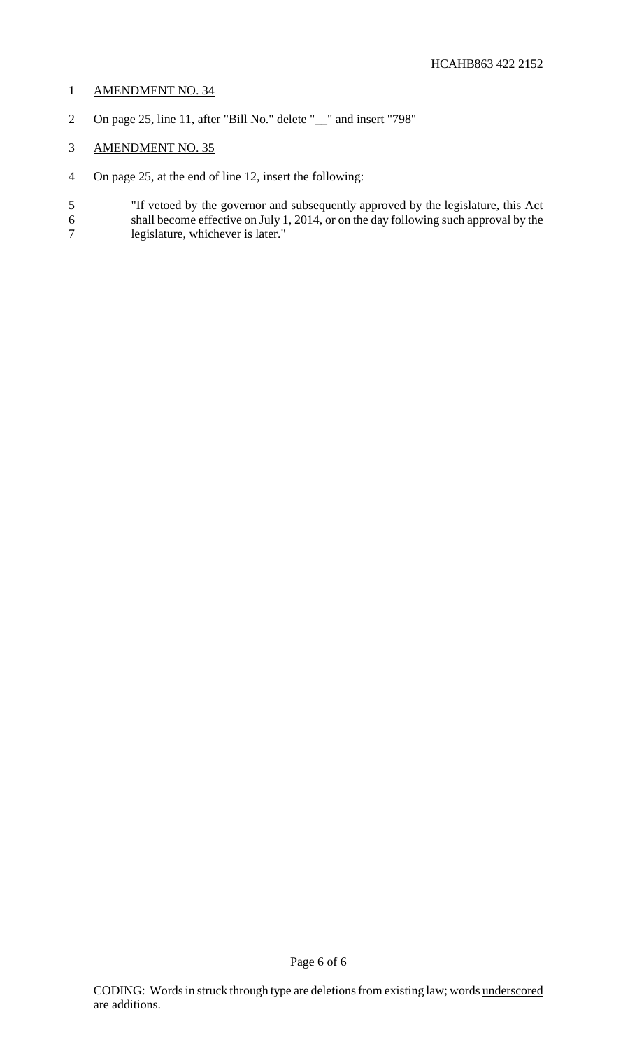AMENDMENT NO. 34

On page 25, line 11, after "Bill No." delete "__" and insert "798"

AMENDMENT NO. 35

On page 25, at the end of line 12, insert the following:

> "If vetoed by the governor and subsequently approved by the legislature, this Act shall become effective on July 1, 2014, or on the day following such approval by the legislature, whichever is later."

CODING: Words in ~~struck through~~ type are deletions from existing law; words underscored are additions.